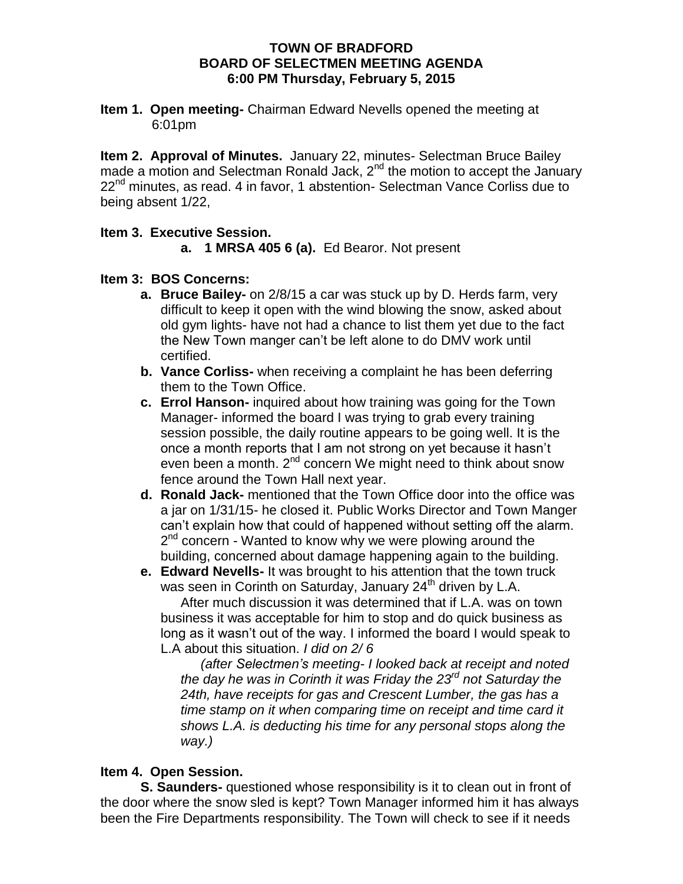**TOWN OF BRADFORD**
**BOARD OF SELECTMEN MEETING AGENDA**
**6:00 PM Thursday, February 5, 2015**

**Item 1. Open meeting-** Chairman Edward Nevells opened the meeting at 6:01pm

**Item 2. Approval of Minutes.** January 22, minutes- Selectman Bruce Bailey made a motion and Selectman Ronald Jack, 2nd the motion to accept the January 22nd minutes, as read. 4 in favor, 1 abstention- Selectman Vance Corliss due to being absent 1/22,

**Item 3. Executive Session.**

a. **1 MRSA 405 6 (a).** Ed Bearor. Not present

**Item 3: BOS Concerns:**

a. **Bruce Bailey-** on 2/8/15 a car was stuck up by D. Herds farm, very difficult to keep it open with the wind blowing the snow, asked about old gym lights- have not had a chance to list them yet due to the fact the New Town manger can't be left alone to do DMV work until certified.

b. **Vance Corliss-** when receiving a complaint he has been deferring them to the Town Office.

c. **Errol Hanson-** inquired about how training was going for the Town Manager- informed the board I was trying to grab every training session possible, the daily routine appears to be going well. It is the once a month reports that I am not strong on yet because it hasn't even been a month. 2nd concern We might need to think about snow fence around the Town Hall next year.

d. **Ronald Jack-** mentioned that the Town Office door into the office was a jar on 1/31/15- he closed it. Public Works Director and Town Manger can't explain how that could of happened without setting off the alarm. 2nd concern - Wanted to know why we were plowing around the building, concerned about damage happening again to the building.

e. **Edward Nevells-** It was brought to his attention that the town truck was seen in Corinth on Saturday, January 24th driven by L.A.

After much discussion it was determined that if L.A. was on town business it was acceptable for him to stop and do quick business as long as it wasn't out of the way. I informed the board I would speak to L.A about this situation. *I did on 2/ 6*

*(after Selectmen's meeting- I looked back at receipt and noted the day he was in Corinth it was Friday the 23rd not Saturday the 24th, have receipts for gas and Crescent Lumber, the gas has a time stamp on it when comparing time on receipt and time card it shows L.A. is deducting his time for any personal stops along the way.)*

**Item 4. Open Session.**

**S. Saunders-** questioned whose responsibility is it to clean out in front of the door where the snow sled is kept? Town Manager informed him it has always been the Fire Departments responsibility. The Town will check to see if it needs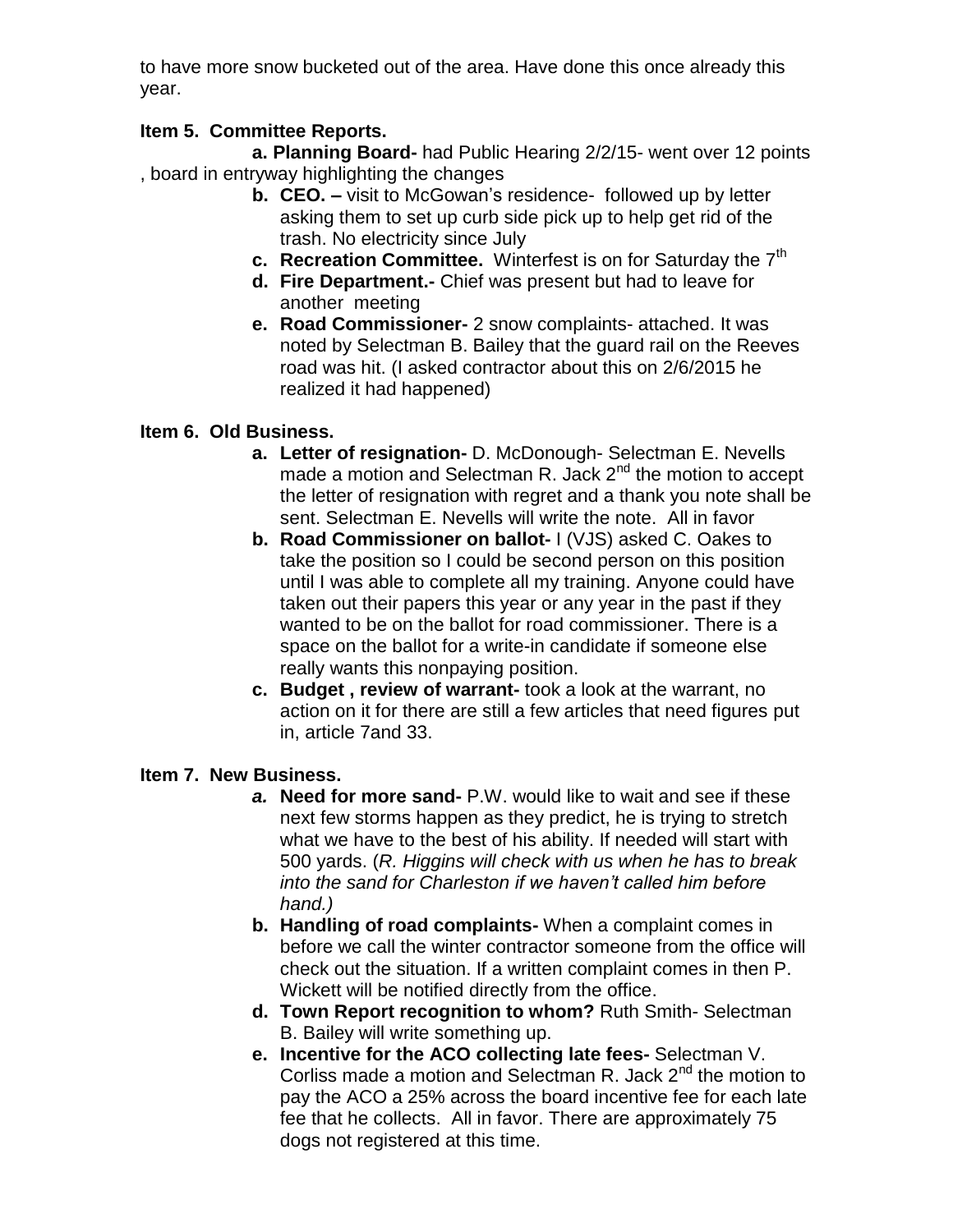to have more snow bucketed out of the area. Have done this once already this year.

**Item 5. Committee Reports.**

**a. Planning Board-** had Public Hearing 2/2/15- went over 12 points , board in entryway highlighting the changes

**b. CEO. –** visit to McGowan's residence- followed up by letter asking them to set up curb side pick up to help get rid of the trash. No electricity since July

**c. Recreation Committee.** Winterfest is on for Saturday the 7th

**d. Fire Department.-** Chief was present but had to leave for another meeting

**e. Road Commissioner-** 2 snow complaints- attached. It was noted by Selectman B. Bailey that the guard rail on the Reeves road was hit. (I asked contractor about this on 2/6/2015 he realized it had happened)

**Item 6. Old Business.**

**a. Letter of resignation-** D. McDonough- Selectman E. Nevells made a motion and Selectman R. Jack 2nd the motion to accept the letter of resignation with regret and a thank you note shall be sent. Selectman E. Nevells will write the note. All in favor

**b. Road Commissioner on ballot-** I (VJS) asked C. Oakes to take the position so I could be second person on this position until I was able to complete all my training. Anyone could have taken out their papers this year or any year in the past if they wanted to be on the ballot for road commissioner. There is a space on the ballot for a write-in candidate if someone else really wants this nonpaying position.

**c. Budget , review of warrant-** took a look at the warrant, no action on it for there are still a few articles that need figures put in, article 7and 33.

**Item 7. New Business.**

***a.*** **Need for more sand-** P.W. would like to wait and see if these next few storms happen as they predict, he is trying to stretch what we have to the best of his ability. If needed will start with 500 yards. (*R. Higgins will check with us when he has to break into the sand for Charleston if we haven't called him before hand.)*

**b. Handling of road complaints-** When a complaint comes in before we call the winter contractor someone from the office will check out the situation. If a written complaint comes in then P. Wickett will be notified directly from the office.

**d. Town Report recognition to whom?** Ruth Smith- Selectman B. Bailey will write something up.

**e. Incentive for the ACO collecting late fees-** Selectman V. Corliss made a motion and Selectman R. Jack 2nd the motion to pay the ACO a 25% across the board incentive fee for each late fee that he collects. All in favor. There are approximately 75 dogs not registered at this time.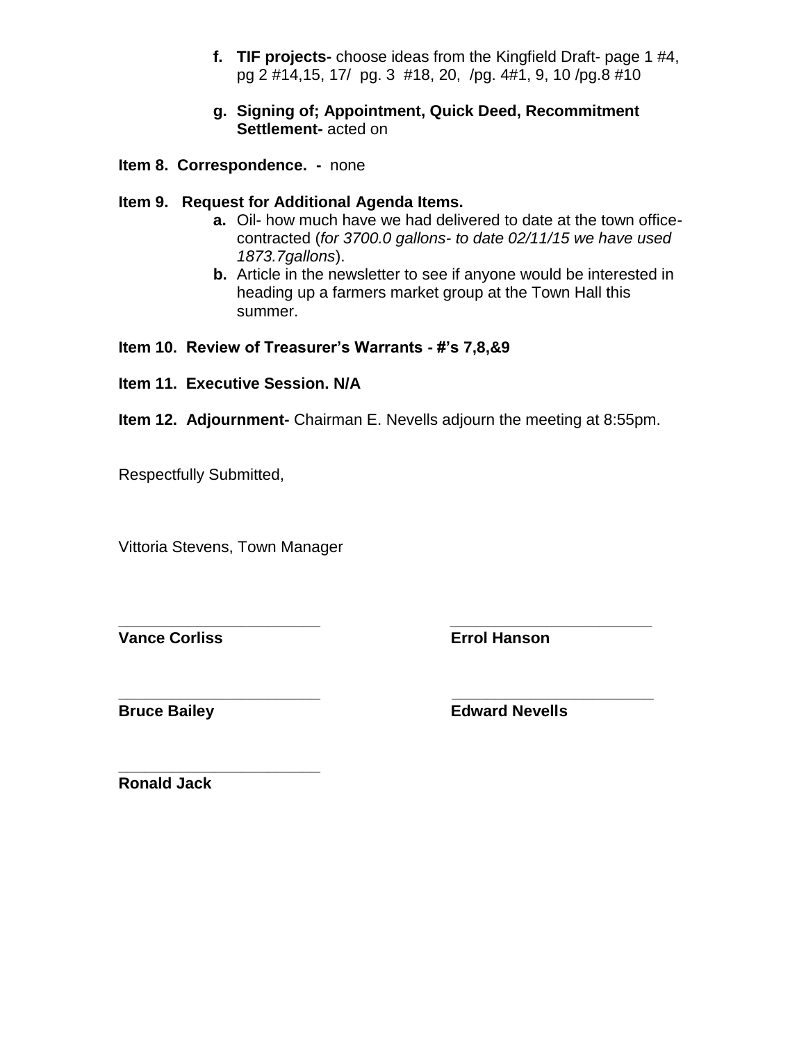f. **TIF projects-** choose ideas from the Kingfield Draft- page 1 #4, pg 2 #14,15, 17/ pg. 3 #18, 20, /pg. 4#1, 9, 10 /pg.8 #10

g. **Signing of; Appointment, Quick Deed, Recommitment Settlement-** acted on

**Item 8. Correspondence. -** none

**Item 9. Request for Additional Agenda Items.**

a. Oil- how much have we had delivered to date at the town office- contracted (*for 3700.0 gallons- to date 02/11/15 we have used 1873.7gallons*).

b. Article in the newsletter to see if anyone would be interested in heading up a farmers market group at the Town Hall this summer.

**Item 10. Review of Treasurer's Warrants - #'s 7,8,&9**

**Item 11. Executive Session. N/A**

**Item 12. Adjournment-** Chairman E. Nevells adjourn the meeting at 8:55pm.

Respectfully Submitted,

Vittoria Stevens, Town Manager

| | |
|---|---|
| ______________________ | ______________________ |
| **Vance Corliss** | **Errol Hanson** |
| ______________________ | ______________________ |
| **Bruce Bailey** | **Edward Nevells** |
| ______________________ | |
| **Ronald Jack** | |